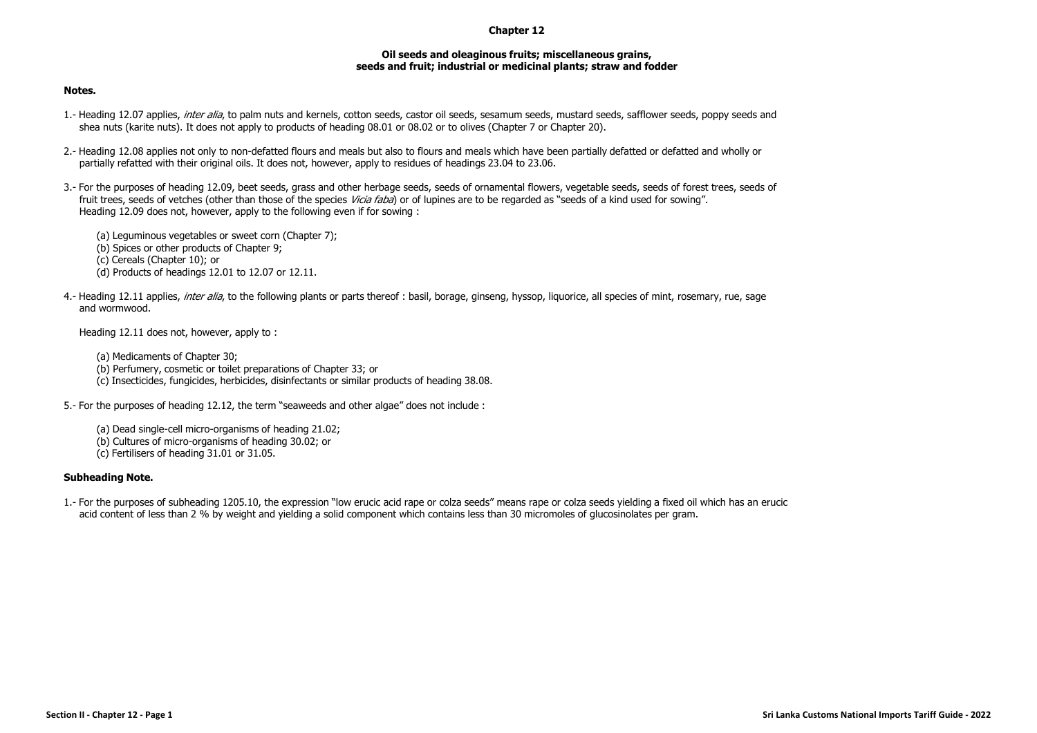# Chapter 12

## Oil seeds and oleaginous fruits; miscellaneous grains, seeds and fruit; industrial or medicinal plants; straw and fodder

**Notes.**

1.- Heading 12.07 applies, *inter alia*, to palm nuts and kernels, cotton seeds, castor oil seeds, sesamum seeds, mustard seeds, safflower seeds, poppy seeds and shea nuts (karite nuts). It does not apply to products of heading 08.01 or 08.02 or to olives (Chapter 7 or Chapter 20).

2.- Heading 12.08 applies not only to non-defatted flours and meals but also to flours and meals which have been partially defatted or defatted and wholly or partially refatted with their original oils. It does not, however, apply to residues of headings 23.04 to 23.06.

3.- For the purposes of heading 12.09, beet seeds, grass and other herbage seeds, seeds of ornamental flowers, vegetable seeds, seeds of forest trees, seeds of fruit trees, seeds of vetches (other than those of the species *Vicia faba*) or of lupines are to be regarded as "seeds of a kind used for sowing".
Heading 12.09 does not, however, apply to the following even if for sowing :

(a) Leguminous vegetables or sweet corn (Chapter 7);
(b) Spices or other products of Chapter 9;
(c) Cereals (Chapter 10); or
(d) Products of headings 12.01 to 12.07 or 12.11.

4.- Heading 12.11 applies, *inter alia*, to the following plants or parts thereof : basil, borage, ginseng, hyssop, liquorice, all species of mint, rosemary, rue, sage and wormwood.

Heading 12.11 does not, however, apply to :

(a) Medicaments of Chapter 30;
(b) Perfumery, cosmetic or toilet preparations of Chapter 33; or
(c) Insecticides, fungicides, herbicides, disinfectants or similar products of heading 38.08.

5.- For the purposes of heading 12.12, the term "seaweeds and other algae" does not include :

(a) Dead single-cell micro-organisms of heading 21.02;
(b) Cultures of micro-organisms of heading 30.02; or
(c) Fertilisers of heading 31.01 or 31.05.

**Subheading Note.**

1.- For the purposes of subheading 1205.10, the expression "low erucic acid rape or colza seeds" means rape or colza seeds yielding a fixed oil which has an erucic acid content of less than 2 % by weight and yielding a solid component which contains less than 30 micromoles of glucosinolates per gram.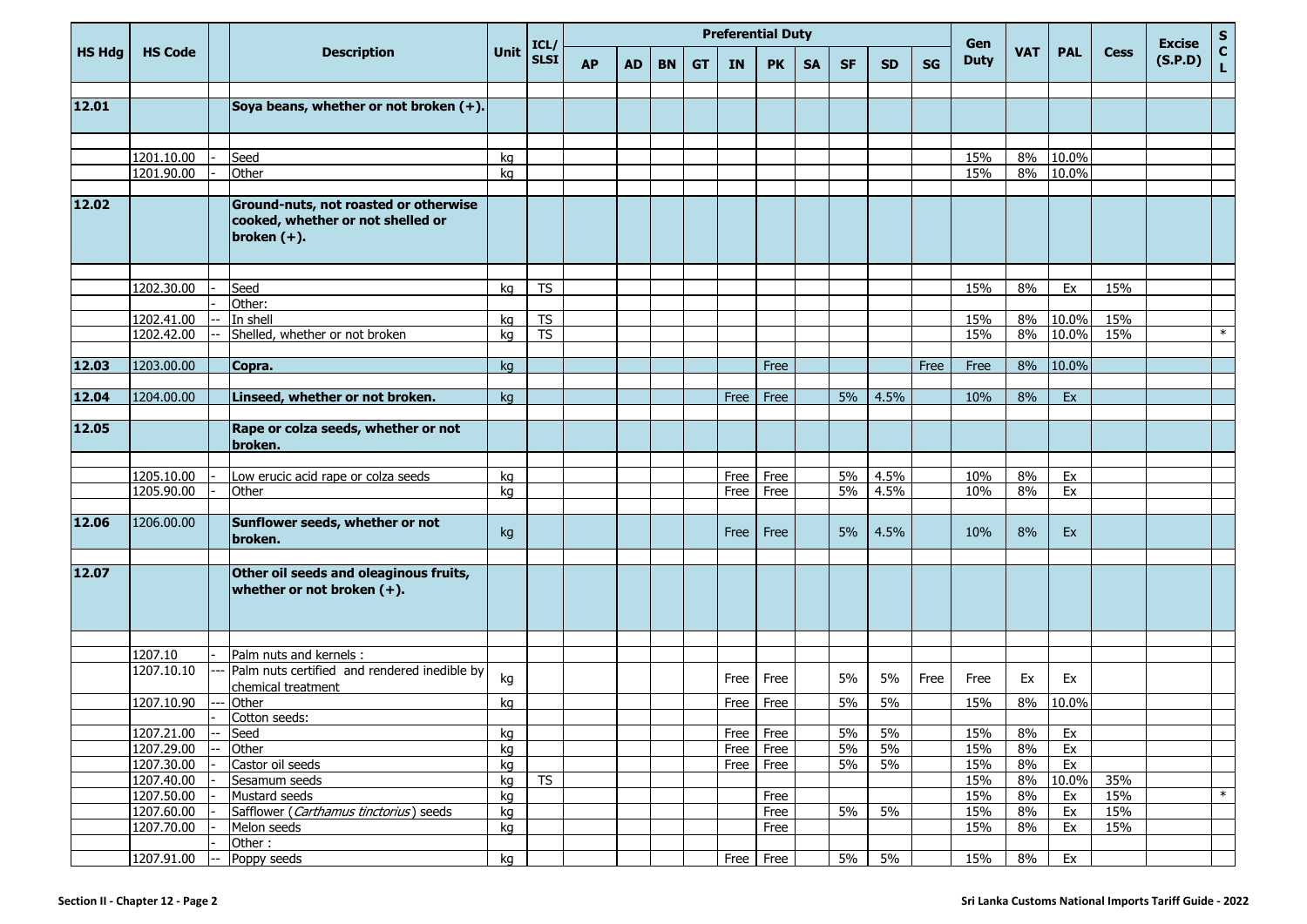| HS Hdg | HS Code | | Description | Unit | ICL/ SLSI | Preferential Duty | | | | | | | | | | Gen Duty | VAT | PAL | Cess | Excise (S.P.D) | S C L |
|---|---|---|---|---|---|---|---|---|---|---|---|---|---|---|---|---|---|---|---|---|---|
| | | | | | | AP | AD | BN | GT | IN | PK | SA | SF | SD | SG | | | | | | |
| **12.01** | | | **Soya beans, whether or not broken (+).** | | | | | | | | | | | | | | | | | | |
| | 1201.10.00 | - | Seed | kg | | | | | | | | | | | | 15% | 8% | 10.0% | | | |
| | 1201.90.00 | - | Other | kg | | | | | | | | | | | | 15% | 8% | 10.0% | | | |
| **12.02** | | | **Ground-nuts, not roasted or otherwise cooked, whether or not shelled or broken (+).** | | | | | | | | | | | | | | | | | | |
| | 1202.30.00 | - | Seed | kg | TS | | | | | | | | | | | 15% | 8% | Ex | 15% | | |
| | | - | Other: | | | | | | | | | | | | | | | | | | |
| | 1202.41.00 | -- | In shell | kg | TS | | | | | | | | | | | 15% | 8% | 10.0% | 15% | | |
| | 1202.42.00 | -- | Shelled, whether or not broken | kg | TS | | | | | | | | | | | 15% | 8% | 10.0% | 15% | | * |
| **12.03** | 1203.00.00 | | **Copra.** | kg | | | | | | | Free | | | | Free | Free | 8% | 10.0% | | | |
| **12.04** | 1204.00.00 | | **Linseed, whether or not broken.** | kg | | | | | | Free | Free | | 5% | 4.5% | | 10% | 8% | Ex | | | |
| **12.05** | | | **Rape or colza seeds, whether or not broken.** | | | | | | | | | | | | | | | | | | |
| | 1205.10.00 | - | Low erucic acid rape or colza seeds | kg | | | | | | Free | Free | | 5% | 4.5% | | 10% | 8% | Ex | | | |
| | 1205.90.00 | - | Other | kg | | | | | | Free | Free | | 5% | 4.5% | | 10% | 8% | Ex | | | |
| **12.06** | 1206.00.00 | | **Sunflower seeds, whether or not broken.** | kg | | | | | | Free | Free | | 5% | 4.5% | | 10% | 8% | Ex | | | |
| **12.07** | | | **Other oil seeds and oleaginous fruits, whether or not broken (+).** | | | | | | | | | | | | | | | | | | |
| | 1207.10 | - | Palm nuts and kernels : | | | | | | | | | | | | | | | | | | |
| | 1207.10.10 | --- | Palm nuts certified and rendered inedible by chemical treatment | kg | | | | | | Free | Free | | 5% | 5% | Free | Free | Ex | Ex | | | |
| | 1207.10.90 | --- | Other | kg | | | | | | Free | Free | | 5% | 5% | | 15% | 8% | 10.0% | | | |
| | | - | Cotton seeds: | | | | | | | | | | | | | | | | | | |
| | 1207.21.00 | -- | Seed | kg | | | | | | Free | Free | | 5% | 5% | | 15% | 8% | Ex | | | |
| | 1207.29.00 | -- | Other | kg | | | | | | Free | Free | | 5% | 5% | | 15% | 8% | Ex | | | |
| | 1207.30.00 | - | Castor oil seeds | kg | | | | | | Free | Free | | 5% | 5% | | 15% | 8% | Ex | | | |
| | 1207.40.00 | - | Sesamum seeds | kg | TS | | | | | | | | | | | 15% | 8% | 10.0% | 35% | | |
| | 1207.50.00 | - | Mustard seeds | kg | | | | | | | Free | | | | | 15% | 8% | Ex | 15% | | * |
| | 1207.60.00 | - | Safflower (*Carthamus tinctorius*) seeds | kg | | | | | | | Free | | 5% | 5% | | 15% | 8% | Ex | 15% | | |
| | 1207.70.00 | - | Melon seeds | kg | | | | | | | Free | | | | | 15% | 8% | Ex | 15% | | |
| | | - | Other : | | | | | | | | | | | | | | | | | | |
| | 1207.91.00 | -- | Poppy seeds | kg | | | | | | Free | Free | | 5% | 5% | | 15% | 8% | Ex | | | |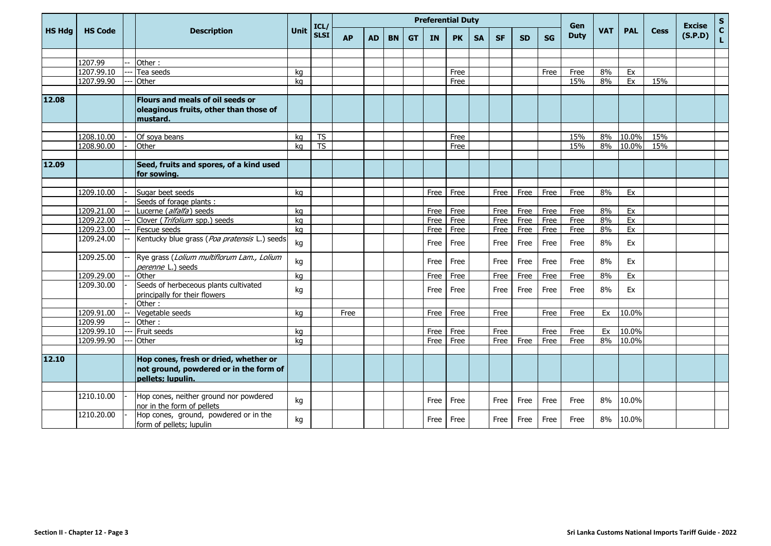| HS Hdg | HS Code | | Description | Unit | ICL/ SLSI | Preferential Duty | | | | | | | | | | Gen Duty | VAT | PAL | Cess | Excise (S.P.D) | S C L |
|---|---|---|---|---|---|---|---|---|---|---|---|---|---|---|---|---|---|---|---|---|---|
| | | | | | | AP | AD | BN | GT | IN | PK | SA | SF | SD | SG | | | | | | |
| | | | | | | | | | | | | | | | | | | | | | |
| | 1207.99 | -- | Other : | | | | | | | | | | | | | | | | | | |
| | 1207.99.10 | --- | Tea seeds | kg | | | | | | | Free | | | | Free | Free | 8% | Ex | | | |
| | 1207.99.90 | --- | Other | kg | | | | | | | Free | | | | | 15% | 8% | Ex | 15% | | |
| | | | | | | | | | | | | | | | | | | | | | |
| **12.08** | | | **Flours and meals of oil seeds or oleaginous fruits, other than those of mustard.** | | | | | | | | | | | | | | | | | | |
| | | | | | | | | | | | | | | | | | | | | | |
| | 1208.10.00 | - | Of soya beans | kg | TS | | | | | | Free | | | | | 15% | 8% | 10.0% | 15% | | |
| | 1208.90.00 | - | Other | kg | TS | | | | | | Free | | | | | 15% | 8% | 10.0% | 15% | | |
| | | | | | | | | | | | | | | | | | | | | | |
| **12.09** | | | **Seed, fruits and spores, of a kind used for sowing.** | | | | | | | | | | | | | | | | | | |
| | | | | | | | | | | | | | | | | | | | | | |
| | 1209.10.00 | - | Sugar beet seeds | kg | | | | | | Free | Free | | Free | Free | Free | Free | 8% | Ex | | | |
| | | - | Seeds of forage plants : | | | | | | | | | | | | | | | | | | |
| | 1209.21.00 | -- | Lucerne (*alfalfa*) seeds | kg | | | | | | Free | Free | | Free | Free | Free | Free | 8% | Ex | | | |
| | 1209.22.00 | -- | Clover (*Trifolium* spp.) seeds | kg | | | | | | Free | Free | | Free | Free | Free | Free | 8% | Ex | | | |
| | 1209.23.00 | -- | Fescue seeds | kg | | | | | | Free | Free | | Free | Free | Free | Free | 8% | Ex | | | |
| | 1209.24.00 | -- | Kentucky blue grass (*Poa pratensis* L.) seeds | kg | | | | | | Free | Free | | Free | Free | Free | Free | 8% | Ex | | | |
| | 1209.25.00 | -- | Rye grass (*Lolium multiflorum Lam., Lolium perenne* L.) seeds | kg | | | | | | Free | Free | | Free | Free | Free | Free | 8% | Ex | | | |
| | 1209.29.00 | -- | Other | kg | | | | | | Free | Free | | Free | Free | Free | Free | 8% | Ex | | | |
| | 1209.30.00 | - | Seeds of herbeceous plants cultivated principally for their flowers | kg | | | | | | Free | Free | | Free | Free | Free | Free | 8% | Ex | | | |
| | | - | Other : | | | | | | | | | | | | | | | | | | |
| | 1209.91.00 | -- | Vegetable seeds | kg | | Free | | | | Free | Free | | Free | | Free | Free | Ex | 10.0% | | | |
| | 1209.99 | -- | Other : | | | | | | | | | | | | | | | | | | |
| | 1209.99.10 | --- | Fruit seeds | kg | | | | | | Free | Free | | Free | | Free | Free | Ex | 10.0% | | | |
| | 1209.99.90 | --- | Other | kg | | | | | | Free | Free | | Free | Free | Free | Free | 8% | 10.0% | | | |
| | | | | | | | | | | | | | | | | | | | | | |
| **12.10** | | | **Hop cones, fresh or dried, whether or not ground, powdered or in the form of pellets; lupulin.** | | | | | | | | | | | | | | | | | | |
| | | | | | | | | | | | | | | | | | | | | | |
| | 1210.10.00 | - | Hop cones, neither ground nor powdered nor in the form of pellets | kg | | | | | | Free | Free | | Free | Free | Free | Free | 8% | 10.0% | | | |
| | 1210.20.00 | - | Hop cones, ground, powdered or in the form of pellets; lupulin | kg | | | | | | Free | Free | | Free | Free | Free | Free | 8% | 10.0% | | | |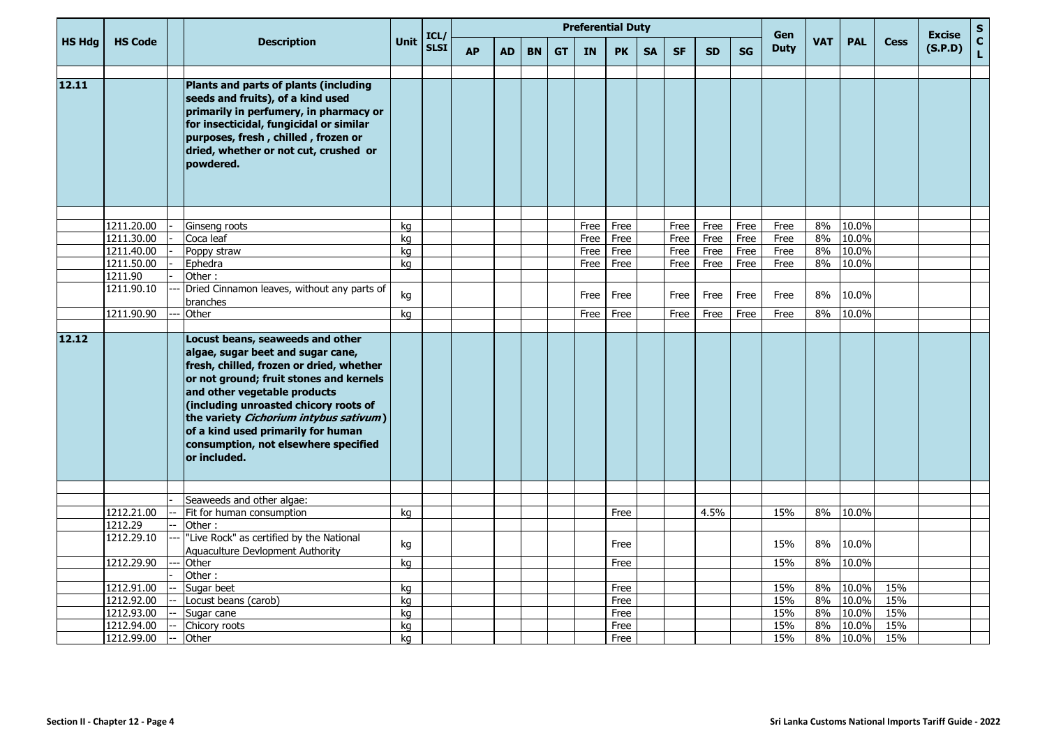| HS Hdg | HS Code | | Description | Unit | ICL/ SLSI | Preferential Duty | | | | | | | | | | Gen Duty | VAT | PAL | Cess | Excise (S.P.D) | SCL |
|---|---|---|---|---|---|---|---|---|---|---|---|---|---|---|---|---|---|---|---|---|---|
| | | | | | | AP | AD | BN | GT | IN | PK | SA | SF | SD | SG | | | | | | |
| 12.11 | | | **Plants and parts of plants (including seeds and fruits), of a kind used primarily in perfumery, in pharmacy or for insecticidal, fungicidal or similar purposes, fresh , chilled , frozen or dried, whether or not cut, crushed or powdered.** | | | | | | | | | | | | | | | | | | |
| | 1211.20.00 | - | Ginseng roots | kg | | | | | | Free | Free | | Free | Free | Free | Free | 8% | 10.0% | | | |
| | 1211.30.00 | - | Coca leaf | kg | | | | | | Free | Free | | Free | Free | Free | Free | 8% | 10.0% | | | |
| | 1211.40.00 | - | Poppy straw | kg | | | | | | Free | Free | | Free | Free | Free | Free | 8% | 10.0% | | | |
| | 1211.50.00 | - | Ephedra | kg | | | | | | Free | Free | | Free | Free | Free | Free | 8% | 10.0% | | | |
| | 1211.90 | - | Other : | | | | | | | | | | | | | | | | | | |
| | 1211.90.10 | --- | Dried Cinnamon leaves, without any parts of branches | kg | | | | | | Free | Free | | Free | Free | Free | Free | 8% | 10.0% | | | |
| | 1211.90.90 | --- | Other | kg | | | | | | Free | Free | | Free | Free | Free | Free | 8% | 10.0% | | | |
| 12.12 | | | **Locust beans, seaweeds and other algae, sugar beet and sugar cane, fresh, chilled, frozen or dried, whether or not ground; fruit stones and kernels and other vegetable products (including unroasted chicory roots of the variety *Cichorium intybus sativum*) of a kind used primarily for human consumption, not elsewhere specified or included.** | | | | | | | | | | | | | | | | | | |
| | | - | Seaweeds and other algae: | | | | | | | | | | | | | | | | | | |
| | 1212.21.00 | -- | Fit for human consumption | kg | | | | | | | Free | | | 4.5% | | 15% | 8% | 10.0% | | | |
| | 1212.29 | -- | Other : | | | | | | | | | | | | | | | | | | |
| | 1212.29.10 | --- | "Live Rock" as certified by the National Aquaculture Devlopment Authority | kg | | | | | | | Free | | | | | 15% | 8% | 10.0% | | | |
| | 1212.29.90 | --- | Other | kg | | | | | | | Free | | | | | 15% | 8% | 10.0% | | | |
| | | - | Other : | | | | | | | | | | | | | | | | | | |
| | 1212.91.00 | -- | Sugar beet | kg | | | | | | | Free | | | | | 15% | 8% | 10.0% | 15% | | |
| | 1212.92.00 | -- | Locust beans (carob) | kg | | | | | | | Free | | | | | 15% | 8% | 10.0% | 15% | | |
| | 1212.93.00 | -- | Sugar cane | kg | | | | | | | Free | | | | | 15% | 8% | 10.0% | 15% | | |
| | 1212.94.00 | -- | Chicory roots | kg | | | | | | | Free | | | | | 15% | 8% | 10.0% | 15% | | |
| | 1212.99.00 | -- | Other | kg | | | | | | | Free | | | | | 15% | 8% | 10.0% | 15% | | |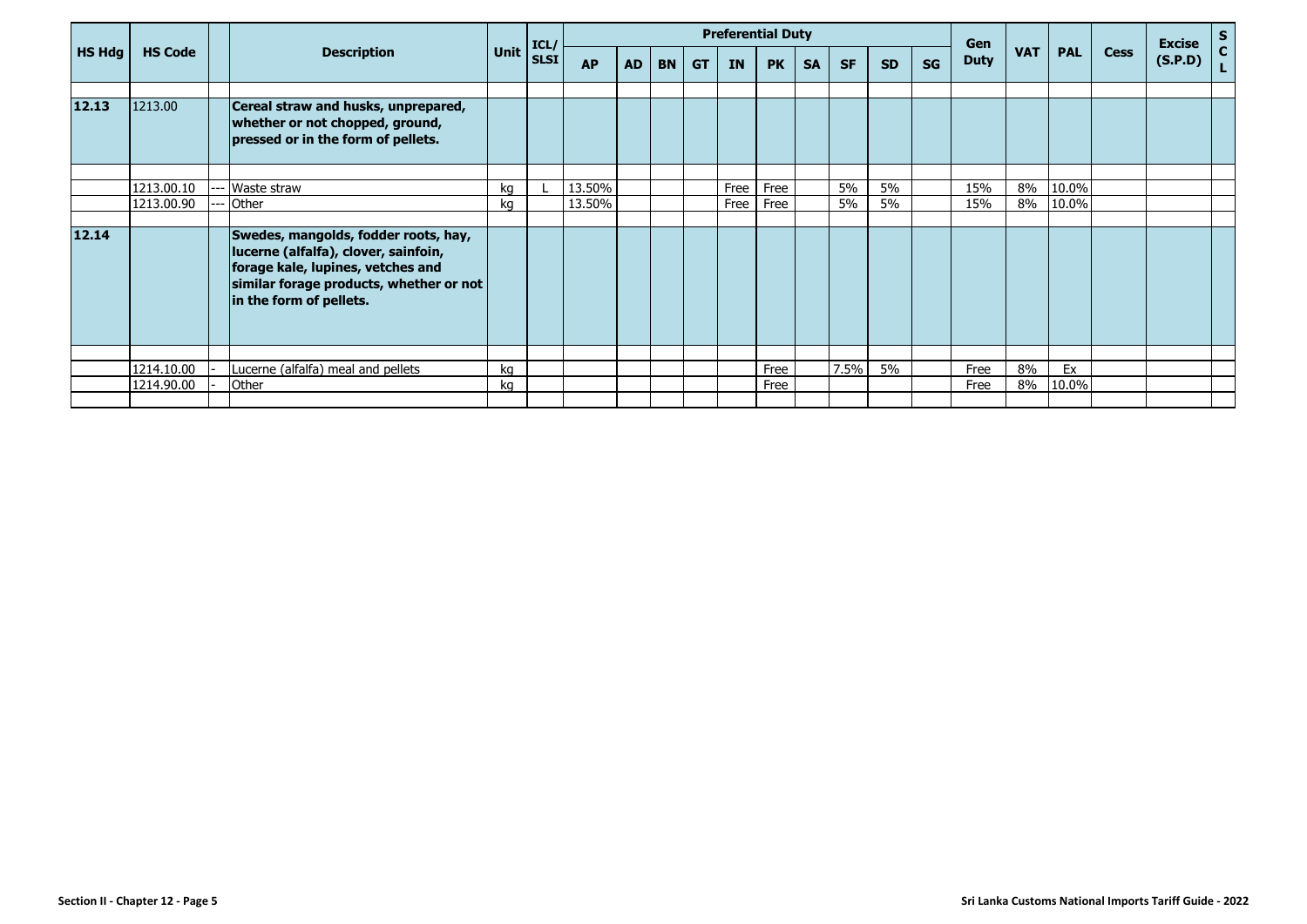| HS Hdg | HS Code | | Description | Unit | ICL/ SLSI | Preferential Duty | | | | | | | | | | Gen Duty | VAT | PAL | Cess | Excise (S.P.D) | S C L |
|---|---|---|---|---|---|---|---|---|---|---|---|---|---|---|---|---|---|---|---|---|---|
| | | | | | | AP | AD | BN | GT | IN | PK | SA | SF | SD | SG | | | | | | |
| 12.13 | 1213.00 | | **Cereal straw and husks, unprepared, whether or not chopped, ground, pressed or in the form of pellets.** | | | | | | | | | | | | | | | | | | |
| | 1213.00.10 | --- | Waste straw | kg | L | 13.50% | | | | Free | Free | | 5% | 5% | | 15% | 8% | 10.0% | | | |
| | 1213.00.90 | --- | Other | kg | | 13.50% | | | | Free | Free | | 5% | 5% | | 15% | 8% | 10.0% | | | |
| 12.14 | | | **Swedes, mangolds, fodder roots, hay, lucerne (alfalfa), clover, sainfoin, forage kale, lupines, vetches and similar forage products, whether or not in the form of pellets.** | | | | | | | | | | | | | | | | | | |
| | 1214.10.00 | - | Lucerne (alfalfa) meal and pellets | kg | | | | | | | Free | | 7.5% | 5% | | Free | 8% | Ex | | | |
| | 1214.90.00 | - | Other | kg | | | | | | | Free | | | | | Free | 8% | 10.0% | | | |